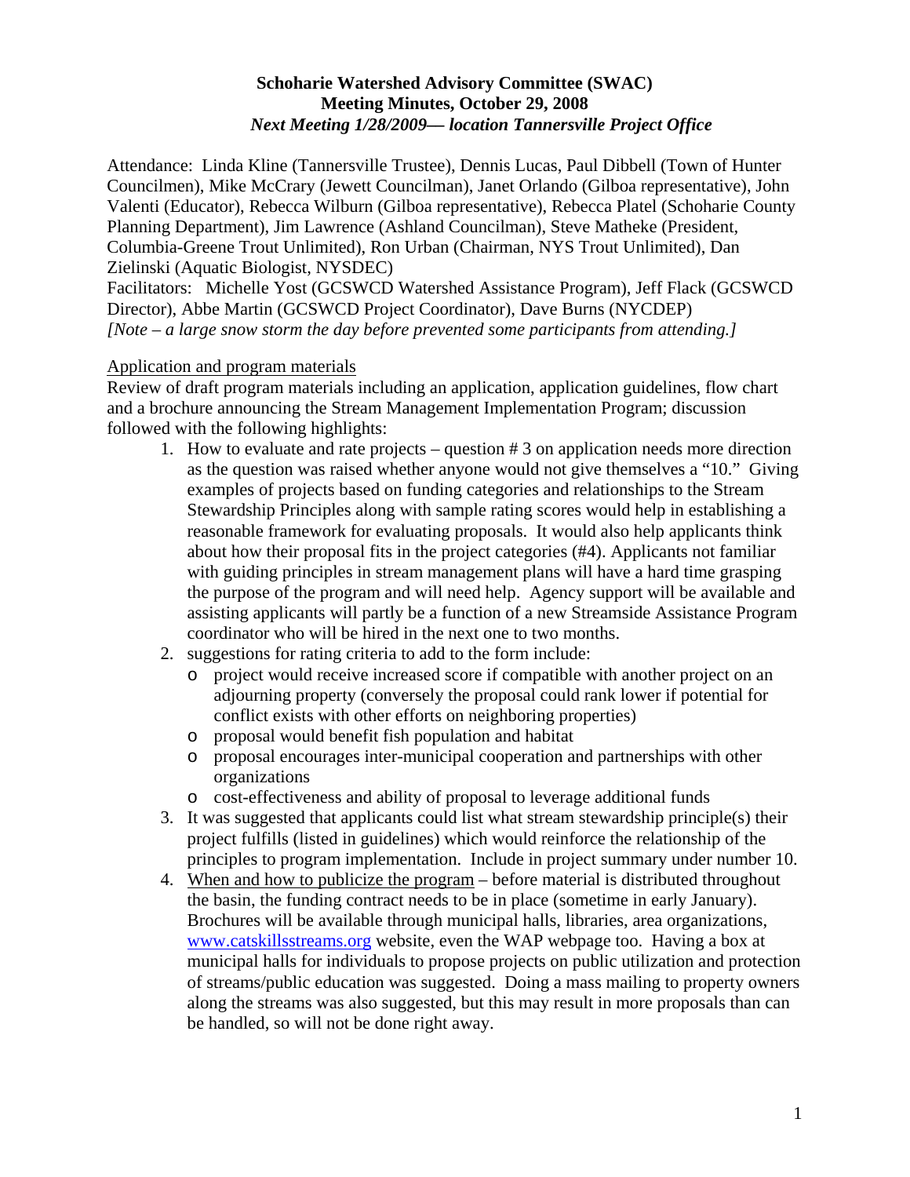**Schoharie Watershed Advisory Committee (SWAC)**
**Meeting Minutes, October 29, 2008**
***Next Meeting 1/28/2009— location Tannersville Project Office***

Attendance: Linda Kline (Tannersville Trustee), Dennis Lucas, Paul Dibbell (Town of Hunter Councilmen), Mike McCrary (Jewett Councilman), Janet Orlando (Gilboa representative), John Valenti (Educator), Rebecca Wilburn (Gilboa representative), Rebecca Platel (Schoharie County Planning Department), Jim Lawrence (Ashland Councilman), Steve Matheke (President, Columbia-Greene Trout Unlimited), Ron Urban (Chairman, NYS Trout Unlimited), Dan Zielinski (Aquatic Biologist, NYSDEC)
Facilitators: Michelle Yost (GCSWCD Watershed Assistance Program), Jeff Flack (GCSWCD Director), Abbe Martin (GCSWCD Project Coordinator), Dave Burns (NYCDEP)
*[Note – a large snow storm the day before prevented some participants from attending.]*

<u>Application and program materials</u>
Review of draft program materials including an application, application guidelines, flow chart and a brochure announcing the Stream Management Implementation Program; discussion followed with the following highlights:

1. How to evaluate and rate projects – question # 3 on application needs more direction as the question was raised whether anyone would not give themselves a "10." Giving examples of projects based on funding categories and relationships to the Stream Stewardship Principles along with sample rating scores would help in establishing a reasonable framework for evaluating proposals. It would also help applicants think about how their proposal fits in the project categories (#4). Applicants not familiar with guiding principles in stream management plans will have a hard time grasping the purpose of the program and will need help. Agency support will be available and assisting applicants will partly be a function of a new Streamside Assistance Program coordinator who will be hired in the next one to two months.
2. suggestions for rating criteria to add to the form include:
   - project would receive increased score if compatible with another project on an adjourning property (conversely the proposal could rank lower if potential for conflict exists with other efforts on neighboring properties)
   - proposal would benefit fish population and habitat
   - proposal encourages inter-municipal cooperation and partnerships with other organizations
   - cost-effectiveness and ability of proposal to leverage additional funds
3. It was suggested that applicants could list what stream stewardship principle(s) their project fulfills (listed in guidelines) which would reinforce the relationship of the principles to program implementation. Include in project summary under number 10.
4. <u>When and how to publicize the program</u> – before material is distributed throughout the basin, the funding contract needs to be in place (sometime in early January). Brochures will be available through municipal halls, libraries, area organizations, www.catskillsstreams.org website, even the WAP webpage too. Having a box at municipal halls for individuals to propose projects on public utilization and protection of streams/public education was suggested. Doing a mass mailing to property owners along the streams was also suggested, but this may result in more proposals than can be handled, so will not be done right away.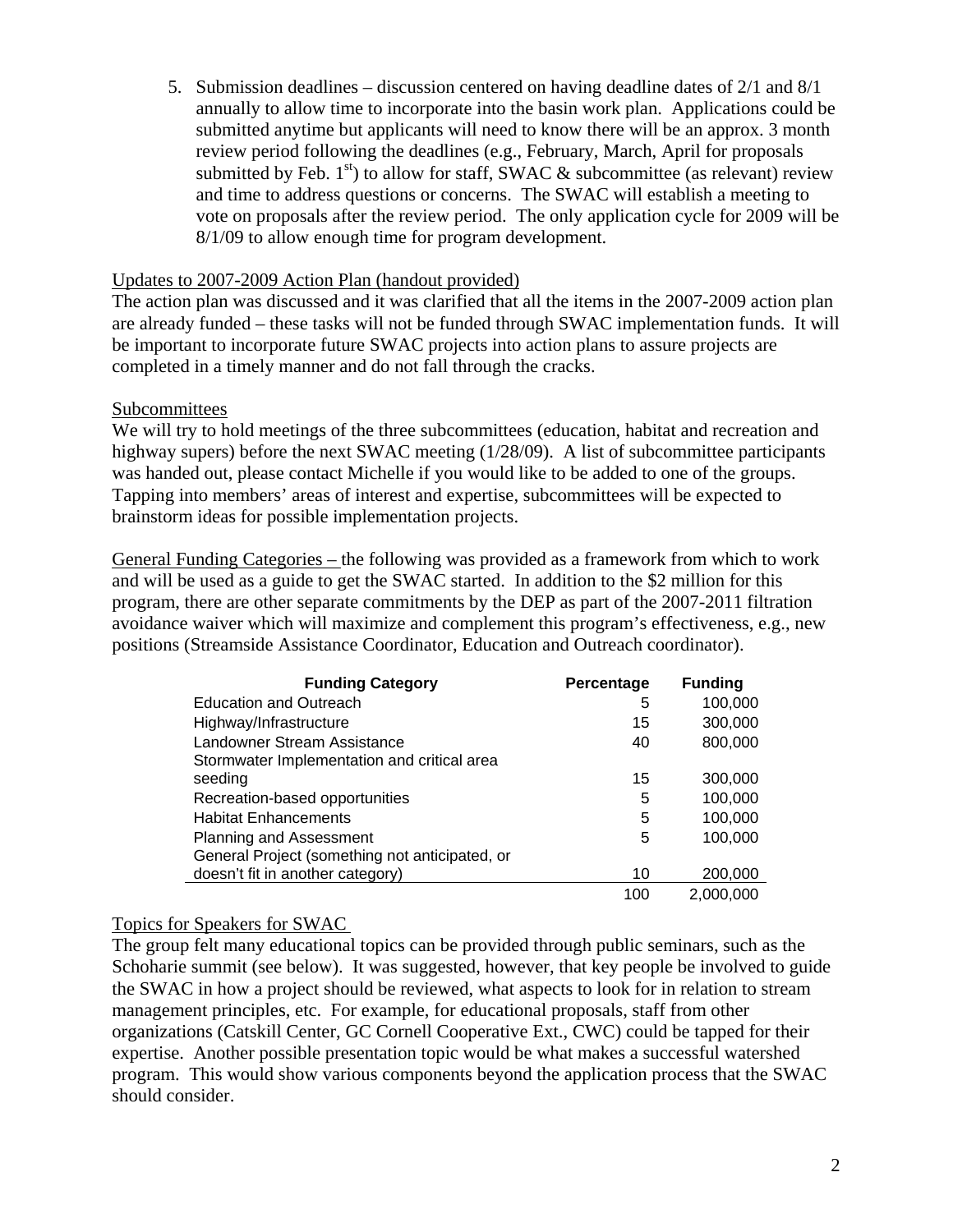5. Submission deadlines – discussion centered on having deadline dates of 2/1 and 8/1 annually to allow time to incorporate into the basin work plan. Applications could be submitted anytime but applicants will need to know there will be an approx. 3 month review period following the deadlines (e.g., February, March, April for proposals submitted by Feb. 1st) to allow for staff, SWAC & subcommittee (as relevant) review and time to address questions or concerns. The SWAC will establish a meeting to vote on proposals after the review period. The only application cycle for 2009 will be 8/1/09 to allow enough time for program development.

Updates to 2007-2009 Action Plan (handout provided)

The action plan was discussed and it was clarified that all the items in the 2007-2009 action plan are already funded – these tasks will not be funded through SWAC implementation funds. It will be important to incorporate future SWAC projects into action plans to assure projects are completed in a timely manner and do not fall through the cracks.

Subcommittees

We will try to hold meetings of the three subcommittees (education, habitat and recreation and highway supers) before the next SWAC meeting (1/28/09). A list of subcommittee participants was handed out, please contact Michelle if you would like to be added to one of the groups. Tapping into members' areas of interest and expertise, subcommittees will be expected to brainstorm ideas for possible implementation projects.

General Funding Categories – the following was provided as a framework from which to work and will be used as a guide to get the SWAC started. In addition to the $2 million for this program, there are other separate commitments by the DEP as part of the 2007-2011 filtration avoidance waiver which will maximize and complement this program's effectiveness, e.g., new positions (Streamside Assistance Coordinator, Education and Outreach coordinator).

| Funding Category | Percentage | Funding |
|---|---|---|
| Education and Outreach | 5 | 100,000 |
| Highway/Infrastructure | 15 | 300,000 |
| Landowner Stream Assistance | 40 | 800,000 |
| Stormwater Implementation and critical area seeding | 15 | 300,000 |
| Recreation-based opportunities | 5 | 100,000 |
| Habitat Enhancements | 5 | 100,000 |
| Planning and Assessment | 5 | 100,000 |
| General Project (something not anticipated, or doesn't fit in another category) | 10 | 200,000 |
| | 100 | 2,000,000 |

Topics for Speakers for SWAC

The group felt many educational topics can be provided through public seminars, such as the Schoharie summit (see below). It was suggested, however, that key people be involved to guide the SWAC in how a project should be reviewed, what aspects to look for in relation to stream management principles, etc. For example, for educational proposals, staff from other organizations (Catskill Center, GC Cornell Cooperative Ext., CWC) could be tapped for their expertise. Another possible presentation topic would be what makes a successful watershed program. This would show various components beyond the application process that the SWAC should consider.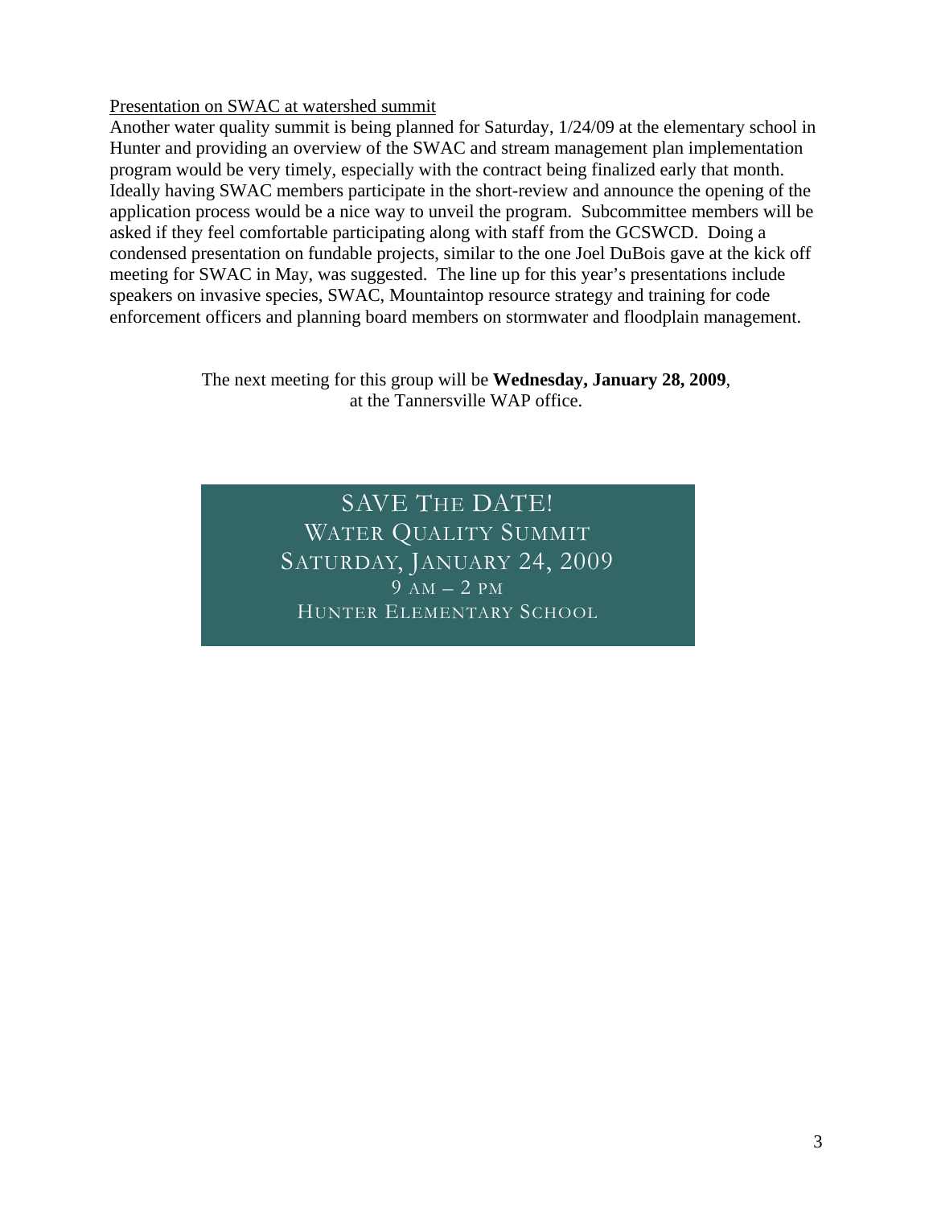<u>Presentation on SWAC at watershed summit</u>

Another water quality summit is being planned for Saturday, 1/24/09 at the elementary school in Hunter and providing an overview of the SWAC and stream management plan implementation program would be very timely, especially with the contract being finalized early that month. Ideally having SWAC members participate in the short-review and announce the opening of the application process would be a nice way to unveil the program. Subcommittee members will be asked if they feel comfortable participating along with staff from the GCSWCD. Doing a condensed presentation on fundable projects, similar to the one Joel DuBois gave at the kick off meeting for SWAC in May, was suggested. The line up for this year's presentations include speakers on invasive species, SWAC, Mountaintop resource strategy and training for code enforcement officers and planning board members on stormwater and floodplain management.

The next meeting for this group will be **Wednesday, January 28, 2009**, at the Tannersville WAP office.

SAVE THE DATE!
WATER QUALITY SUMMIT
SATURDAY, JANUARY 24, 2009
9 AM – 2 PM
HUNTER ELEMENTARY SCHOOL